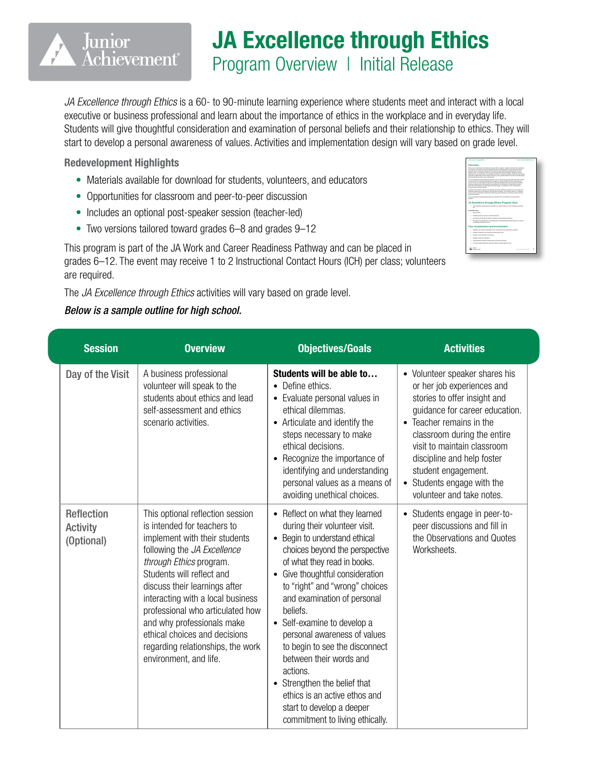# JA Excellence through Ethics

## Program Overview | Initial Release

*JA Excellence through Ethics* is a 60- to 90-minute learning experience where students meet and interact with a local executive or business professional and learn about the importance of ethics in the workplace and in everyday life. Students will give thoughtful consideration and examination of personal beliefs and their relationship to ethics. They will start to develop a personal awareness of values. Activities and implementation design will vary based on grade level.

**Redevelopment Highlights**

- Materials available for download for students, volunteers, and educators
- Opportunities for classroom and peer-to-peer discussion
- Includes an optional post-speaker session (teacher-led)
- Two versions tailored toward grades 6–8 and grades 9–12

This program is part of the JA Work and Career Readiness Pathway and can be placed in grades 6–12. The event may receive 1 to 2 Instructional Contact Hours (ICH) per class; volunteers are required.

The *JA Excellence through Ethics* activities will vary based on grade level.

***Below is a sample outline for high school.***

| Session | Overview | Objectives/Goals | Activities |
|---|---|---|---|
| Day of the Visit | A business professional volunteer will speak to the students about ethics and lead self-assessment and ethics scenario activities. | **Students will be able to…**<br>• Define ethics.<br>• Evaluate personal values in ethical dilemmas.<br>• Articulate and identify the steps necessary to make ethical decisions.<br>• Recognize the importance of identifying and understanding personal values as a means of avoiding unethical choices. | • Volunteer speaker shares his or her job experiences and stories to offer insight and guidance for career education.<br>• Teacher remains in the classroom during the entire visit to maintain classroom discipline and help foster student engagement.<br>• Students engage with the volunteer and take notes. |
| Reflection Activity (Optional) | This optional reflection session is intended for teachers to implement with their students following the *JA Excellence through Ethics* program. Students will reflect and discuss their learnings after interacting with a local business professional who articulated how and why professionals make ethical choices and decisions regarding relationships, the work environment, and life. | • Reflect on what they learned during their volunteer visit.<br>• Begin to understand ethical choices beyond the perspective of what they read in books.<br>• Give thoughtful consideration to "right" and "wrong" choices and examination of personal beliefs.<br>• Self-examine to develop a personal awareness of values to begin to see the disconnect between their words and actions.<br>• Strengthen the belief that ethics is an active ethos and start to develop a deeper commitment to living ethically. | • Students engage in peer-to-peer discussions and fill in the Observations and Quotes Worksheets. |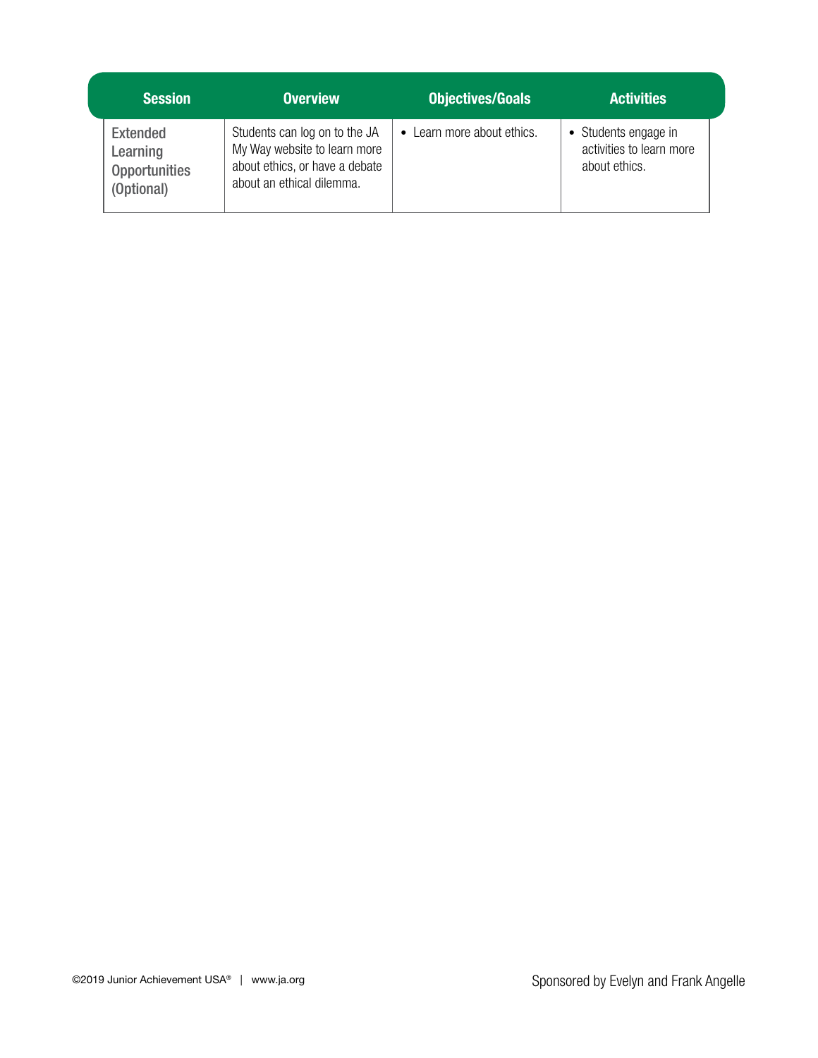| Session | Overview | Objectives/Goals | Activities |
|---|---|---|---|
| Extended Learning Opportunities (Optional) | Students can log on to the JA My Way website to learn more about ethics, or have a debate about an ethical dilemma. | • Learn more about ethics. | • Students engage in activities to learn more about ethics. |

©2019 Junior Achievement USA® | www.ja.org

Sponsored by Evelyn and Frank Angelle